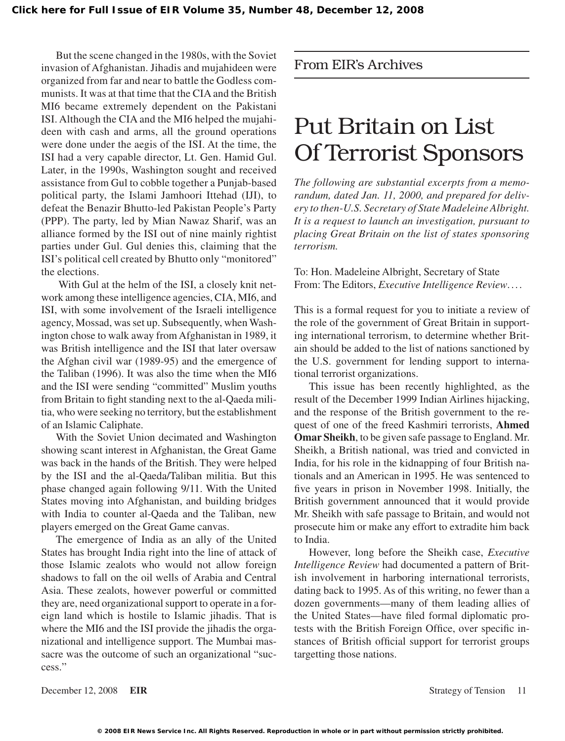But the scene changed in the 1980s, with the Soviet invasion of Afghanistan. Jihadis and mujahideen were organized from far and near to battle the Godless communists. It was at that time that the CIA and the British MI6 became extremely dependent on the Pakistani ISI. Although the CIA and the MI6 helped the mujahideen with cash and arms, all the ground operations were done under the aegis of the ISI. At the time, the ISI had a very capable director, Lt. Gen. Hamid Gul. Later, in the 1990s, Washington sought and received assistance from Gul to cobble together a Punjab-based political party, the Islami Jamhoori Ittehad (IJI), to defeat the Benazir Bhutto-led Pakistan People's Party (PPP). The party, led by Mian Nawaz Sharif, was an alliance formed by the ISI out of nine mainly rightist parties under Gul. Gul denies this, claiming that the ISI's political cell created by Bhutto only "monitored" the elections.

With Gul at the helm of the ISI, a closely knit network among these intelligence agencies, CIA, MI6, and ISI, with some involvement of the Israeli intelligence agency, Mossad, was set up. Subsequently, when Washington chose to walk away from Afghanistan in 1989, it was British intelligence and the ISI that later oversaw the Afghan civil war (1989-95) and the emergence of the Taliban (1996). It was also the time when the MI6 and the ISI were sending "committed" Muslim youths from Britain to fight standing next to the al-Qaeda militia, who were seeking no territory, but the establishment of an Islamic Caliphate.

With the Soviet Union decimated and Washington showing scant interest in Afghanistan, the Great Game was back in the hands of the British. They were helped by the ISI and the al-Qaeda/Taliban militia. But this phase changed again following 9/11. With the United States moving into Afghanistan, and building bridges with India to counter al-Qaeda and the Taliban, new players emerged on the Great Game canvas.

The emergence of India as an ally of the United States has brought India right into the line of attack of those Islamic zealots who would not allow foreign shadows to fall on the oil wells of Arabia and Central Asia. These zealots, however powerful or committed they are, need organizational support to operate in a foreign land which is hostile to Islamic jihadis. That is where the MI6 and the ISI provide the jihadis the organizational and intelligence support. The Mumbai massacre was the outcome of such an organizational "success."

## From EIR's Archives

# Put Britain on List Of Terrorist Sponsors

*The following are substantial excerpts from a memorandum, dated Jan. 11, 2000, and prepared for delivery to then-U.S. Secretary of State Madeleine Albright. It is a request to launch an investigation, pursuant to placing Great Britain on the list of states sponsoring terrorism.*

To: Hon. Madeleine Albright, Secretary of State
From: The Editors, *Executive Intelligence Review*. . . .

This is a formal request for you to initiate a review of the role of the government of Great Britain in supporting international terrorism, to determine whether Britain should be added to the list of nations sanctioned by the U.S. government for lending support to international terrorist organizations.

This issue has been recently highlighted, as the result of the December 1999 Indian Airlines hijacking, and the response of the British government to the request of one of the freed Kashmiri terrorists, **Ahmed Omar Sheikh**, to be given safe passage to England. Mr. Sheikh, a British national, was tried and convicted in India, for his role in the kidnapping of four British nationals and an American in 1995. He was sentenced to five years in prison in November 1998. Initially, the British government announced that it would provide Mr. Sheikh with safe passage to Britain, and would not prosecute him or make any effort to extradite him back to India.

However, long before the Sheikh case, *Executive Intelligence Review* had documented a pattern of British involvement in harboring international terrorists, dating back to 1995. As of this writing, no fewer than a dozen governments—many of them leading allies of the United States—have filed formal diplomatic protests with the British Foreign Office, over specific instances of British official support for terrorist groups targetting those nations.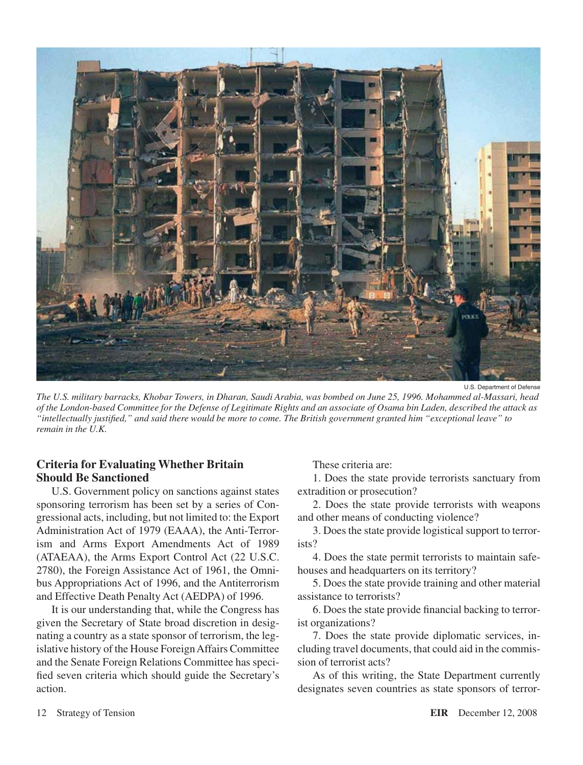U.S. Department of Defense

*The U.S. military barracks, Khobar Towers, in Dharan, Saudi Arabia, was bombed on June 25, 1996. Mohammed al-Massari, head of the London-based Committee for the Defense of Legitimate Rights and an associate of Osama bin Laden, described the attack as "intellectually justified," and said there would be more to come. The British government granted him "exceptional leave" to remain in the U.K.*

## Criteria for Evaluating Whether Britain Should Be Sanctioned

U.S. Government policy on sanctions against states sponsoring terrorism has been set by a series of Congressional acts, including, but not limited to: the Export Administration Act of 1979 (EAAA), the Anti-Terrorism and Arms Export Amendments Act of 1989 (ATAEAA), the Arms Export Control Act (22 U.S.C. 2780), the Foreign Assistance Act of 1961, the Omnibus Appropriations Act of 1996, and the Antiterrorism and Effective Death Penalty Act (AEDPA) of 1996.

It is our understanding that, while the Congress has given the Secretary of State broad discretion in designating a country as a state sponsor of terrorism, the legislative history of the House Foreign Affairs Committee and the Senate Foreign Relations Committee has specified seven criteria which should guide the Secretary's action.

These criteria are:

1. Does the state provide terrorists sanctuary from extradition or prosecution?
2. Does the state provide terrorists with weapons and other means of conducting violence?
3. Does the state provide logistical support to terrorists?
4. Does the state permit terrorists to maintain safehouses and headquarters on its territory?
5. Does the state provide training and other material assistance to terrorists?
6. Does the state provide financial backing to terrorist organizations?
7. Does the state provide diplomatic services, including travel documents, that could aid in the commission of terrorist acts?

As of this writing, the State Department currently designates seven countries as state sponsors of terror-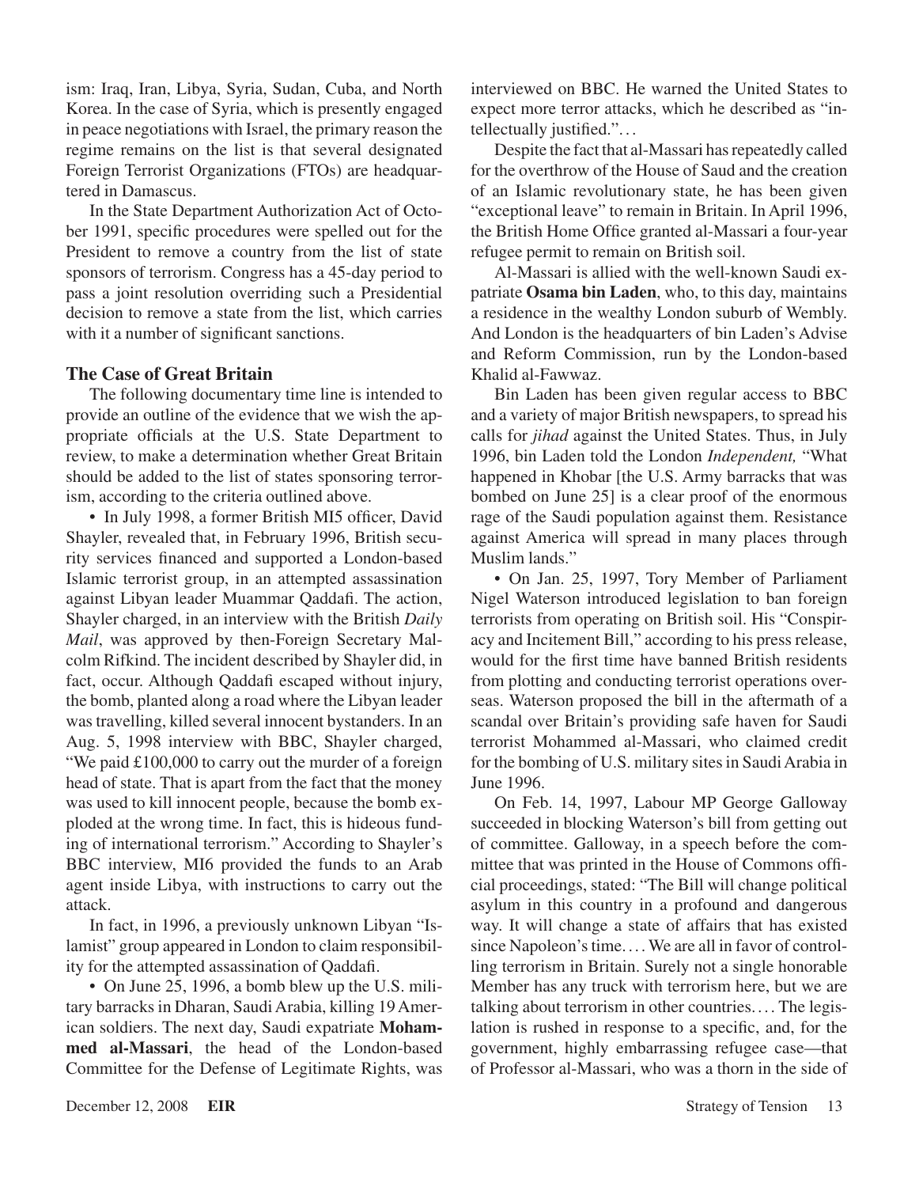ism: Iraq, Iran, Libya, Syria, Sudan, Cuba, and North Korea. In the case of Syria, which is presently engaged in peace negotiations with Israel, the primary reason the regime remains on the list is that several designated Foreign Terrorist Organizations (FTOs) are headquartered in Damascus.

In the State Department Authorization Act of October 1991, specific procedures were spelled out for the President to remove a country from the list of state sponsors of terrorism. Congress has a 45-day period to pass a joint resolution overriding such a Presidential decision to remove a state from the list, which carries with it a number of significant sanctions.

### The Case of Great Britain

The following documentary time line is intended to provide an outline of the evidence that we wish the appropriate officials at the U.S. State Department to review, to make a determination whether Great Britain should be added to the list of states sponsoring terrorism, according to the criteria outlined above.

- In July 1998, a former British MI5 officer, David Shayler, revealed that, in February 1996, British security services financed and supported a London-based Islamic terrorist group, in an attempted assassination against Libyan leader Muammar Qaddafi. The action, Shayler charged, in an interview with the British *Daily Mail*, was approved by then-Foreign Secretary Malcolm Rifkind. The incident described by Shayler did, in fact, occur. Although Qaddafi escaped without injury, the bomb, planted along a road where the Libyan leader was travelling, killed several innocent bystanders. In an Aug. 5, 1998 interview with BBC, Shayler charged, "We paid £100,000 to carry out the murder of a foreign head of state. That is apart from the fact that the money was used to kill innocent people, because the bomb exploded at the wrong time. In fact, this is hideous funding of international terrorism." According to Shayler's BBC interview, MI6 provided the funds to an Arab agent inside Libya, with instructions to carry out the attack.

In fact, in 1996, a previously unknown Libyan "Islamist" group appeared in London to claim responsibility for the attempted assassination of Qaddafi.

- On June 25, 1996, a bomb blew up the U.S. military barracks in Dharan, Saudi Arabia, killing 19 American soldiers. The next day, Saudi expatriate **Mohammed al-Massari**, the head of the London-based Committee for the Defense of Legitimate Rights, was interviewed on BBC. He warned the United States to expect more terror attacks, which he described as "intellectually justified."...

Despite the fact that al-Massari has repeatedly called for the overthrow of the House of Saud and the creation of an Islamic revolutionary state, he has been given "exceptional leave" to remain in Britain. In April 1996, the British Home Office granted al-Massari a four-year refugee permit to remain on British soil.

Al-Massari is allied with the well-known Saudi expatriate **Osama bin Laden**, who, to this day, maintains a residence in the wealthy London suburb of Wembly. And London is the headquarters of bin Laden's Advise and Reform Commission, run by the London-based Khalid al-Fawwaz.

Bin Laden has been given regular access to BBC and a variety of major British newspapers, to spread his calls for *jihad* against the United States. Thus, in July 1996, bin Laden told the London *Independent,* "What happened in Khobar [the U.S. Army barracks that was bombed on June 25] is a clear proof of the enormous rage of the Saudi population against them. Resistance against America will spread in many places through Muslim lands."

- On Jan. 25, 1997, Tory Member of Parliament Nigel Waterson introduced legislation to ban foreign terrorists from operating on British soil. His "Conspiracy and Incitement Bill," according to his press release, would for the first time have banned British residents from plotting and conducting terrorist operations overseas. Waterson proposed the bill in the aftermath of a scandal over Britain's providing safe haven for Saudi terrorist Mohammed al-Massari, who claimed credit for the bombing of U.S. military sites in Saudi Arabia in June 1996.

On Feb. 14, 1997, Labour MP George Galloway succeeded in blocking Waterson's bill from getting out of committee. Galloway, in a speech before the committee that was printed in the House of Commons official proceedings, stated: "The Bill will change political asylum in this country in a profound and dangerous way. It will change a state of affairs that has existed since Napoleon's time.... We are all in favor of controlling terrorism in Britain. Surely not a single honorable Member has any truck with terrorism here, but we are talking about terrorism in other countries.... The legislation is rushed in response to a specific, and, for the government, highly embarrassing refugee case—that of Professor al-Massari, who was a thorn in the side of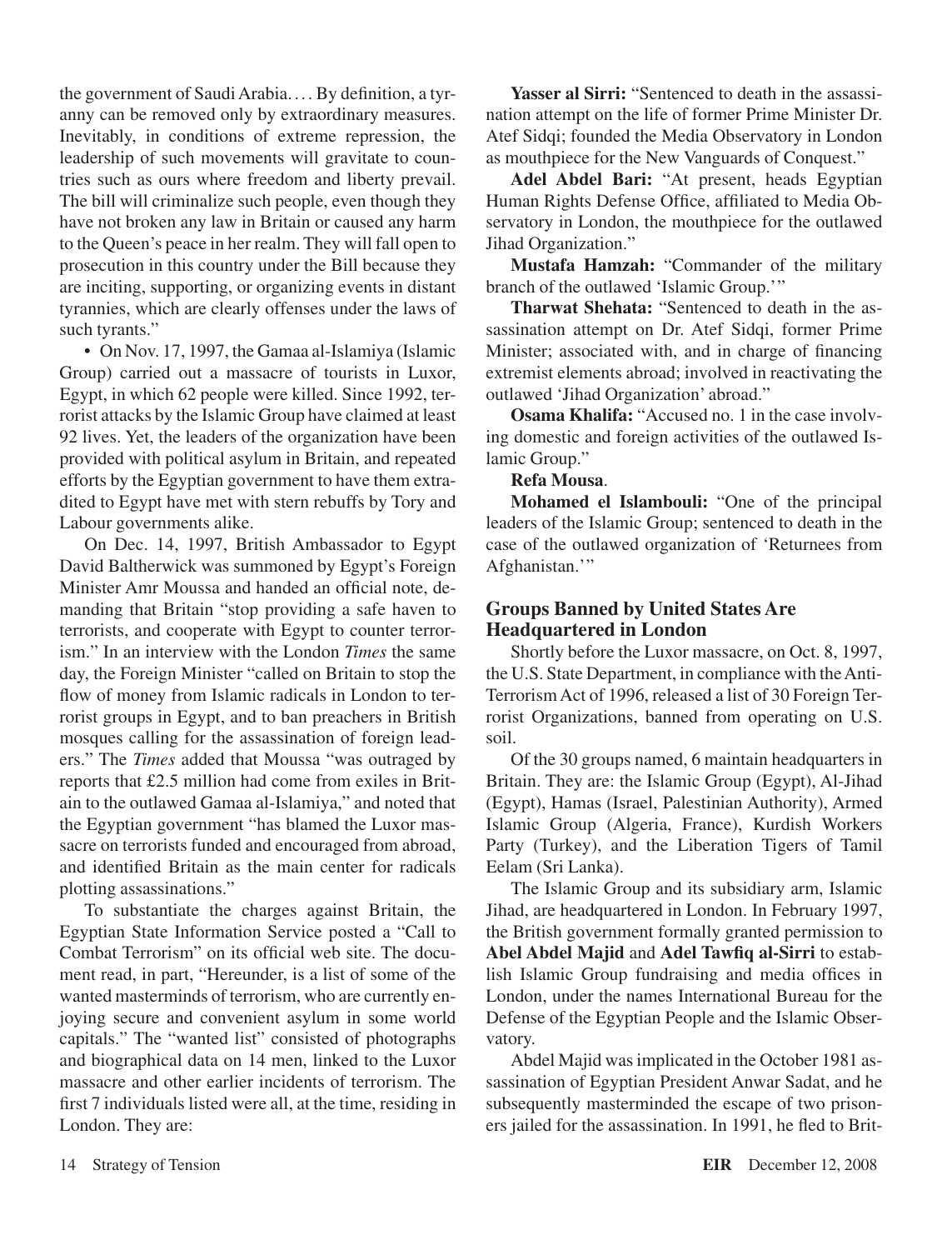the government of Saudi Arabia.... By definition, a tyranny can be removed only by extraordinary measures. Inevitably, in conditions of extreme repression, the leadership of such movements will gravitate to countries such as ours where freedom and liberty prevail. The bill will criminalize such people, even though they have not broken any law in Britain or caused any harm to the Queen's peace in her realm. They will fall open to prosecution in this country under the Bill because they are inciting, supporting, or organizing events in distant tyrannies, which are clearly offenses under the laws of such tyrants."

• On Nov. 17, 1997, the Gamaa al-Islamiya (Islamic Group) carried out a massacre of tourists in Luxor, Egypt, in which 62 people were killed. Since 1992, terrorist attacks by the Islamic Group have claimed at least 92 lives. Yet, the leaders of the organization have been provided with political asylum in Britain, and repeated efforts by the Egyptian government to have them extradited to Egypt have met with stern rebuffs by Tory and Labour governments alike.

On Dec. 14, 1997, British Ambassador to Egypt David Baltherwick was summoned by Egypt's Foreign Minister Amr Moussa and handed an official note, demanding that Britain "stop providing a safe haven to terrorists, and cooperate with Egypt to counter terrorism." In an interview with the London *Times* the same day, the Foreign Minister "called on Britain to stop the flow of money from Islamic radicals in London to terrorist groups in Egypt, and to ban preachers in British mosques calling for the assassination of foreign leaders." The *Times* added that Moussa "was outraged by reports that £2.5 million had come from exiles in Britain to the outlawed Gamaa al-Islamiya," and noted that the Egyptian government "has blamed the Luxor massacre on terrorists funded and encouraged from abroad, and identified Britain as the main center for radicals plotting assassinations."

To substantiate the charges against Britain, the Egyptian State Information Service posted a "Call to Combat Terrorism" on its official web site. The document read, in part, "Hereunder, is a list of some of the wanted masterminds of terrorism, who are currently enjoying secure and convenient asylum in some world capitals." The "wanted list" consisted of photographs and biographical data on 14 men, linked to the Luxor massacre and other earlier incidents of terrorism. The first 7 individuals listed were all, at the time, residing in London. They are:

**Yasser al Sirri:** "Sentenced to death in the assassination attempt on the life of former Prime Minister Dr. Atef Sidqi; founded the Media Observatory in London as mouthpiece for the New Vanguards of Conquest."

**Adel Abdel Bari:** "At present, heads Egyptian Human Rights Defense Office, affiliated to Media Observatory in London, the mouthpiece for the outlawed Jihad Organization."

**Mustafa Hamzah:** "Commander of the military branch of the outlawed 'Islamic Group.'"

**Tharwat Shehata:** "Sentenced to death in the assassination attempt on Dr. Atef Sidqi, former Prime Minister; associated with, and in charge of financing extremist elements abroad; involved in reactivating the outlawed 'Jihad Organization' abroad."

**Osama Khalifa:** "Accused no. 1 in the case involving domestic and foreign activities of the outlawed Islamic Group."

**Refa Mousa**.

**Mohamed el Islambouli:** "One of the principal leaders of the Islamic Group; sentenced to death in the case of the outlawed organization of 'Returnees from Afghanistan.'"

## Groups Banned by United States Are Headquartered in London

Shortly before the Luxor massacre, on Oct. 8, 1997, the U.S. State Department, in compliance with the Anti-Terrorism Act of 1996, released a list of 30 Foreign Terrorist Organizations, banned from operating on U.S. soil.

Of the 30 groups named, 6 maintain headquarters in Britain. They are: the Islamic Group (Egypt), Al-Jihad (Egypt), Hamas (Israel, Palestinian Authority), Armed Islamic Group (Algeria, France), Kurdish Workers Party (Turkey), and the Liberation Tigers of Tamil Eelam (Sri Lanka).

The Islamic Group and its subsidiary arm, Islamic Jihad, are headquartered in London. In February 1997, the British government formally granted permission to **Abel Abdel Majid** and **Adel Tawfiq al-Sirri** to establish Islamic Group fundraising and media offices in London, under the names International Bureau for the Defense of the Egyptian People and the Islamic Observatory.

Abdel Majid was implicated in the October 1981 assassination of Egyptian President Anwar Sadat, and he subsequently masterminded the escape of two prisoners jailed for the assassination. In 1991, he fled to Brit-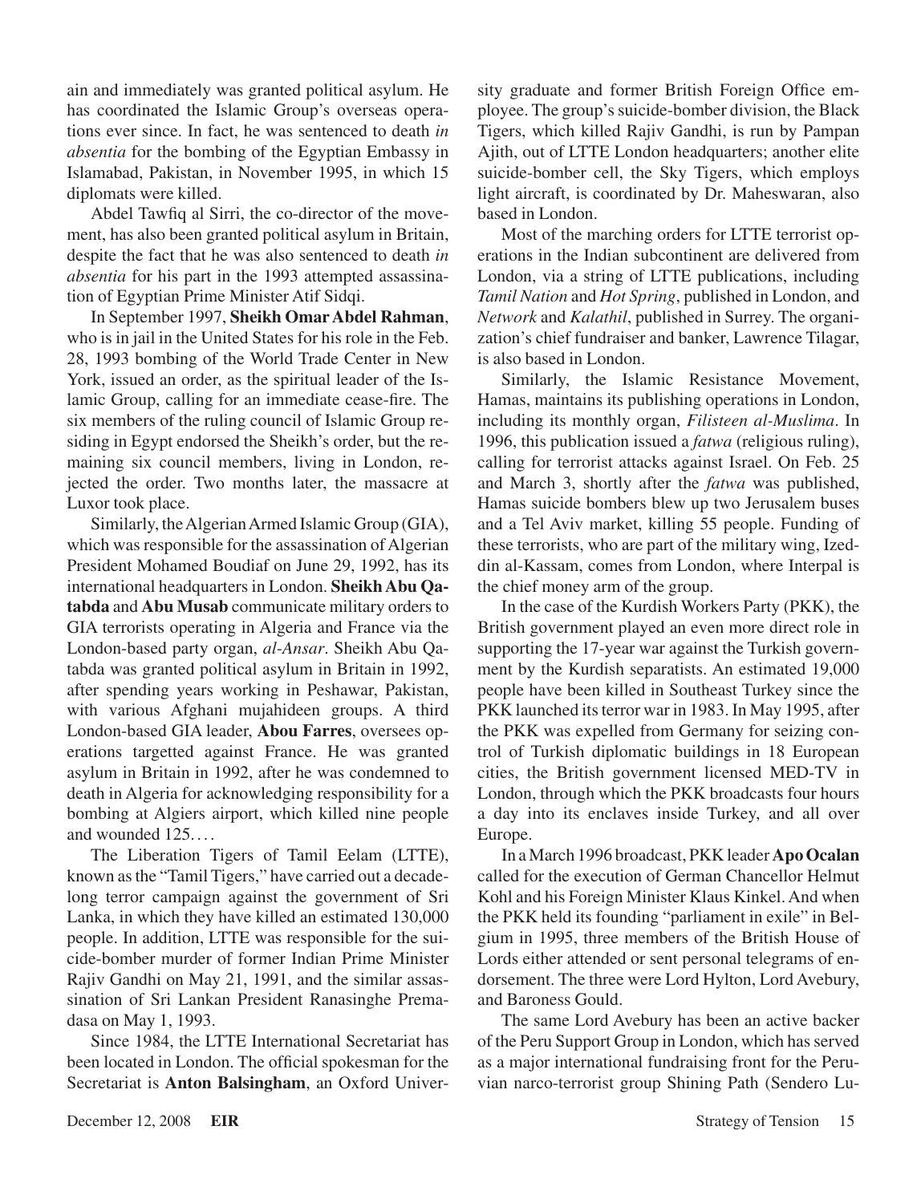ain and immediately was granted political asylum. He has coordinated the Islamic Group's overseas operations ever since. In fact, he was sentenced to death *in absentia* for the bombing of the Egyptian Embassy in Islamabad, Pakistan, in November 1995, in which 15 diplomats were killed.

Abdel Tawfiq al Sirri, the co-director of the movement, has also been granted political asylum in Britain, despite the fact that he was also sentenced to death *in absentia* for his part in the 1993 attempted assassination of Egyptian Prime Minister Atif Sidqi.

In September 1997, **Sheikh Omar Abdel Rahman**, who is in jail in the United States for his role in the Feb. 28, 1993 bombing of the World Trade Center in New York, issued an order, as the spiritual leader of the Islamic Group, calling for an immediate cease-fire. The six members of the ruling council of Islamic Group residing in Egypt endorsed the Sheikh's order, but the remaining six council members, living in London, rejected the order. Two months later, the massacre at Luxor took place.

Similarly, the Algerian Armed Islamic Group (GIA), which was responsible for the assassination of Algerian President Mohamed Boudiaf on June 29, 1992, has its international headquarters in London. **Sheikh Abu Qatabda** and **Abu Musab** communicate military orders to GIA terrorists operating in Algeria and France via the London-based party organ, *al-Ansar*. Sheikh Abu Qatabda was granted political asylum in Britain in 1992, after spending years working in Peshawar, Pakistan, with various Afghani mujahideen groups. A third London-based GIA leader, **Abou Farres**, oversees operations targetted against France. He was granted asylum in Britain in 1992, after he was condemned to death in Algeria for acknowledging responsibility for a bombing at Algiers airport, which killed nine people and wounded 125. . . .

The Liberation Tigers of Tamil Eelam (LTTE), known as the "Tamil Tigers," have carried out a decade-long terror campaign against the government of Sri Lanka, in which they have killed an estimated 130,000 people. In addition, LTTE was responsible for the suicide-bomber murder of former Indian Prime Minister Rajiv Gandhi on May 21, 1991, and the similar assassination of Sri Lankan President Ranasinghe Premadasa on May 1, 1993.

Since 1984, the LTTE International Secretariat has been located in London. The official spokesman for the Secretariat is **Anton Balsingham**, an Oxford University graduate and former British Foreign Office employee. The group's suicide-bomber division, the Black Tigers, which killed Rajiv Gandhi, is run by Pampan Ajith, out of LTTE London headquarters; another elite suicide-bomber cell, the Sky Tigers, which employs light aircraft, is coordinated by Dr. Maheswaran, also based in London.

Most of the marching orders for LTTE terrorist operations in the Indian subcontinent are delivered from London, via a string of LTTE publications, including *Tamil Nation* and *Hot Spring*, published in London, and *Network* and *Kalathil*, published in Surrey. The organization's chief fundraiser and banker, Lawrence Tilagar, is also based in London.

Similarly, the Islamic Resistance Movement, Hamas, maintains its publishing operations in London, including its monthly organ, *Filisteen al-Muslima*. In 1996, this publication issued a *fatwa* (religious ruling), calling for terrorist attacks against Israel. On Feb. 25 and March 3, shortly after the *fatwa* was published, Hamas suicide bombers blew up two Jerusalem buses and a Tel Aviv market, killing 55 people. Funding of these terrorists, who are part of the military wing, Izeddin al-Kassam, comes from London, where Interpal is the chief money arm of the group.

In the case of the Kurdish Workers Party (PKK), the British government played an even more direct role in supporting the 17-year war against the Turkish government by the Kurdish separatists. An estimated 19,000 people have been killed in Southeast Turkey since the PKK launched its terror war in 1983. In May 1995, after the PKK was expelled from Germany for seizing control of Turkish diplomatic buildings in 18 European cities, the British government licensed MED-TV in London, through which the PKK broadcasts four hours a day into its enclaves inside Turkey, and all over Europe.

In a March 1996 broadcast, PKK leader **Apo Ocalan** called for the execution of German Chancellor Helmut Kohl and his Foreign Minister Klaus Kinkel. And when the PKK held its founding "parliament in exile" in Belgium in 1995, three members of the British House of Lords either attended or sent personal telegrams of endorsement. The three were Lord Hylton, Lord Avebury, and Baroness Gould.

The same Lord Avebury has been an active backer of the Peru Support Group in London, which has served as a major international fundraising front for the Peruvian narco-terrorist group Shining Path (Sendero Lu-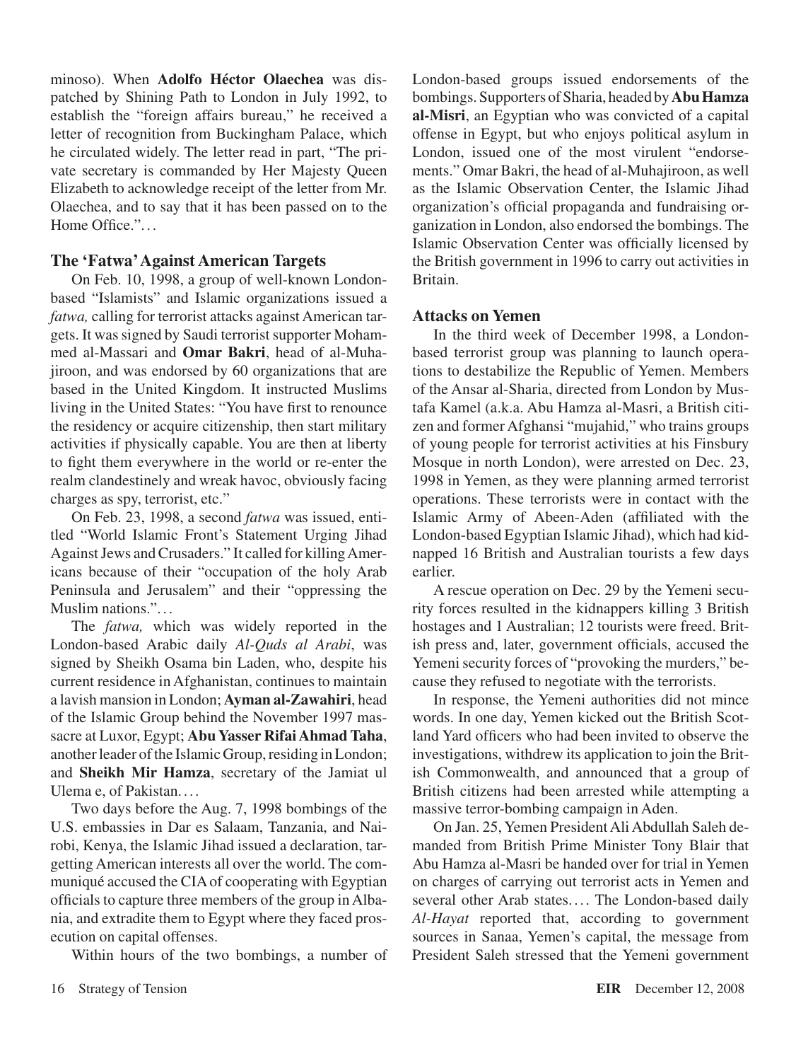minoso). When **Adolfo Héctor Olaechea** was dispatched by Shining Path to London in July 1992, to establish the "foreign affairs bureau," he received a letter of recognition from Buckingham Palace, which he circulated widely. The letter read in part, "The private secretary is commanded by Her Majesty Queen Elizabeth to acknowledge receipt of the letter from Mr. Olaechea, and to say that it has been passed on to the Home Office."...

### The 'Fatwa' Against American Targets

On Feb. 10, 1998, a group of well-known London-based "Islamists" and Islamic organizations issued a *fatwa,* calling for terrorist attacks against American targets. It was signed by Saudi terrorist supporter Mohammed al-Massari and **Omar Bakri**, head of al-Muhajiroon, and was endorsed by 60 organizations that are based in the United Kingdom. It instructed Muslims living in the United States: "You have first to renounce the residency or acquire citizenship, then start military activities if physically capable. You are then at liberty to fight them everywhere in the world or re-enter the realm clandestinely and wreak havoc, obviously facing charges as spy, terrorist, etc."

On Feb. 23, 1998, a second *fatwa* was issued, entitled "World Islamic Front's Statement Urging Jihad Against Jews and Crusaders." It called for killing Americans because of their "occupation of the holy Arab Peninsula and Jerusalem" and their "oppressing the Muslim nations."...

The *fatwa,* which was widely reported in the London-based Arabic daily *Al-Quds al Arabi*, was signed by Sheikh Osama bin Laden, who, despite his current residence in Afghanistan, continues to maintain a lavish mansion in London; **Ayman al-Zawahiri**, head of the Islamic Group behind the November 1997 massacre at Luxor, Egypt; **Abu Yasser Rifai Ahmad Taha**, another leader of the Islamic Group, residing in London; and **Sheikh Mir Hamza**, secretary of the Jamiat ul Ulema e, of Pakistan....

Two days before the Aug. 7, 1998 bombings of the U.S. embassies in Dar es Salaam, Tanzania, and Nairobi, Kenya, the Islamic Jihad issued a declaration, targetting American interests all over the world. The communiqué accused the CIA of cooperating with Egyptian officials to capture three members of the group in Albania, and extradite them to Egypt where they faced prosecution on capital offenses.

Within hours of the two bombings, a number of London-based groups issued endorsements of the bombings. Supporters of Sharia, headed by **Abu Hamza al-Misri**, an Egyptian who was convicted of a capital offense in Egypt, but who enjoys political asylum in London, issued one of the most virulent "endorsements." Omar Bakri, the head of al-Muhajiroon, as well as the Islamic Observation Center, the Islamic Jihad organization's official propaganda and fundraising organization in London, also endorsed the bombings. The Islamic Observation Center was officially licensed by the British government in 1996 to carry out activities in Britain.

### Attacks on Yemen

In the third week of December 1998, a London-based terrorist group was planning to launch operations to destabilize the Republic of Yemen. Members of the Ansar al-Sharia, directed from London by Mustafa Kamel (a.k.a. Abu Hamza al-Masri, a British citizen and former Afghansi "mujahid," who trains groups of young people for terrorist activities at his Finsbury Mosque in north London), were arrested on Dec. 23, 1998 in Yemen, as they were planning armed terrorist operations. These terrorists were in contact with the Islamic Army of Abeen-Aden (affiliated with the London-based Egyptian Islamic Jihad), which had kidnapped 16 British and Australian tourists a few days earlier.

A rescue operation on Dec. 29 by the Yemeni security forces resulted in the kidnappers killing 3 British hostages and 1 Australian; 12 tourists were freed. British press and, later, government officials, accused the Yemeni security forces of "provoking the murders," because they refused to negotiate with the terrorists.

In response, the Yemeni authorities did not mince words. In one day, Yemen kicked out the British Scotland Yard officers who had been invited to observe the investigations, withdrew its application to join the British Commonwealth, and announced that a group of British citizens had been arrested while attempting a massive terror-bombing campaign in Aden.

On Jan. 25, Yemen President Ali Abdullah Saleh demanded from British Prime Minister Tony Blair that Abu Hamza al-Masri be handed over for trial in Yemen on charges of carrying out terrorist acts in Yemen and several other Arab states.... The London-based daily *Al-Hayat* reported that, according to government sources in Sanaa, Yemen's capital, the message from President Saleh stressed that the Yemeni government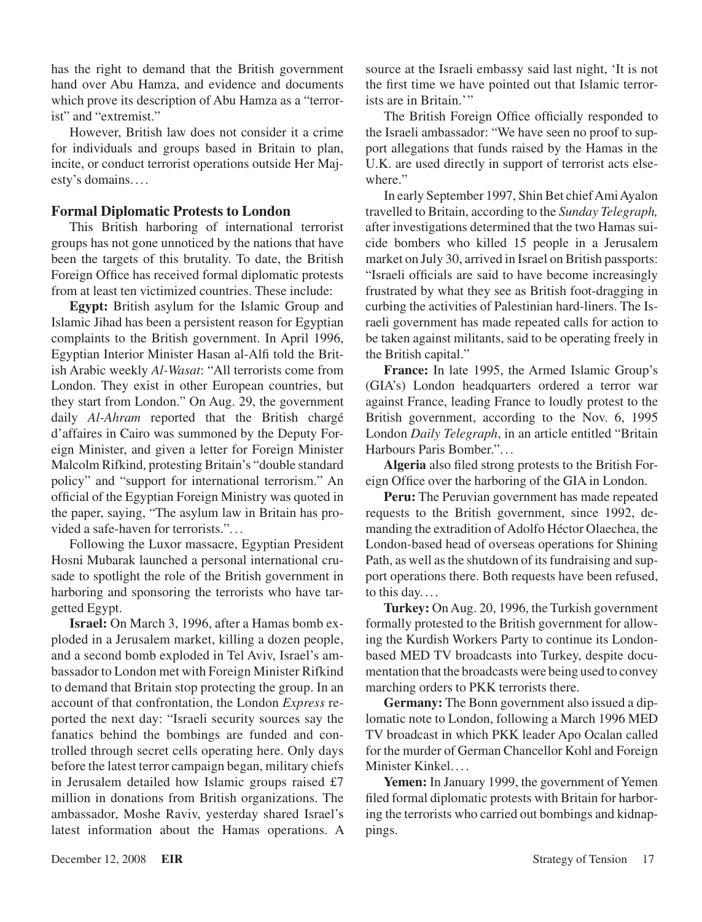has the right to demand that the British government hand over Abu Hamza, and evidence and documents which prove its description of Abu Hamza as a "terrorist" and "extremist."

However, British law does not consider it a crime for individuals and groups based in Britain to plan, incite, or conduct terrorist operations outside Her Majesty's domains. . . .

### Formal Diplomatic Protests to London

This British harboring of international terrorist groups has not gone unnoticed by the nations that have been the targets of this brutality. To date, the British Foreign Office has received formal diplomatic protests from at least ten victimized countries. These include:

**Egypt:** British asylum for the Islamic Group and Islamic Jihad has been a persistent reason for Egyptian complaints to the British government. In April 1996, Egyptian Interior Minister Hasan al-Alfi told the British Arabic weekly *Al-Wasat*: "All terrorists come from London. They exist in other European countries, but they start from London." On Aug. 29, the government daily *Al-Ahram* reported that the British chargé d'affaires in Cairo was summoned by the Deputy Foreign Minister, and given a letter for Foreign Minister Malcolm Rifkind, protesting Britain's "double standard policy" and "support for international terrorism." An official of the Egyptian Foreign Ministry was quoted in the paper, saying, "The asylum law in Britain has provided a safe-haven for terrorists.". . .

Following the Luxor massacre, Egyptian President Hosni Mubarak launched a personal international crusade to spotlight the role of the British government in harboring and sponsoring the terrorists who have targetted Egypt.

**Israel:** On March 3, 1996, after a Hamas bomb exploded in a Jerusalem market, killing a dozen people, and a second bomb exploded in Tel Aviv, Israel's ambassador to London met with Foreign Minister Rifkind to demand that Britain stop protecting the group. In an account of that confrontation, the London *Express* reported the next day: "Israeli security sources say the fanatics behind the bombings are funded and controlled through secret cells operating here. Only days before the latest terror campaign began, military chiefs in Jerusalem detailed how Islamic groups raised £7 million in donations from British organizations. The ambassador, Moshe Raviv, yesterday shared Israel's latest information about the Hamas operations. A source at the Israeli embassy said last night, 'It is not the first time we have pointed out that Islamic terrorists are in Britain.'"

The British Foreign Office officially responded to the Israeli ambassador: "We have seen no proof to support allegations that funds raised by the Hamas in the U.K. are used directly in support of terrorist acts elsewhere."

In early September 1997, Shin Bet chief Ami Ayalon travelled to Britain, according to the *Sunday Telegraph,* after investigations determined that the two Hamas suicide bombers who killed 15 people in a Jerusalem market on July 30, arrived in Israel on British passports: "Israeli officials are said to have become increasingly frustrated by what they see as British foot-dragging in curbing the activities of Palestinian hard-liners. The Israeli government has made repeated calls for action to be taken against militants, said to be operating freely in the British capital."

**France:** In late 1995, the Armed Islamic Group's (GIA's) London headquarters ordered a terror war against France, leading France to loudly protest to the British government, according to the Nov. 6, 1995 London *Daily Telegraph*, in an article entitled "Britain Harbours Paris Bomber.". . .

**Algeria** also filed strong protests to the British Foreign Office over the harboring of the GIA in London.

**Peru:** The Peruvian government has made repeated requests to the British government, since 1992, demanding the extradition of Adolfo Héctor Olaechea, the London-based head of overseas operations for Shining Path, as well as the shutdown of its fundraising and support operations there. Both requests have been refused, to this day. . . .

**Turkey:** On Aug. 20, 1996, the Turkish government formally protested to the British government for allowing the Kurdish Workers Party to continue its London-based MED TV broadcasts into Turkey, despite documentation that the broadcasts were being used to convey marching orders to PKK terrorists there.

**Germany:** The Bonn government also issued a diplomatic note to London, following a March 1996 MED TV broadcast in which PKK leader Apo Ocalan called for the murder of German Chancellor Kohl and Foreign Minister Kinkel. . . .

**Yemen:** In January 1999, the government of Yemen filed formal diplomatic protests with Britain for harboring the terrorists who carried out bombings and kidnappings.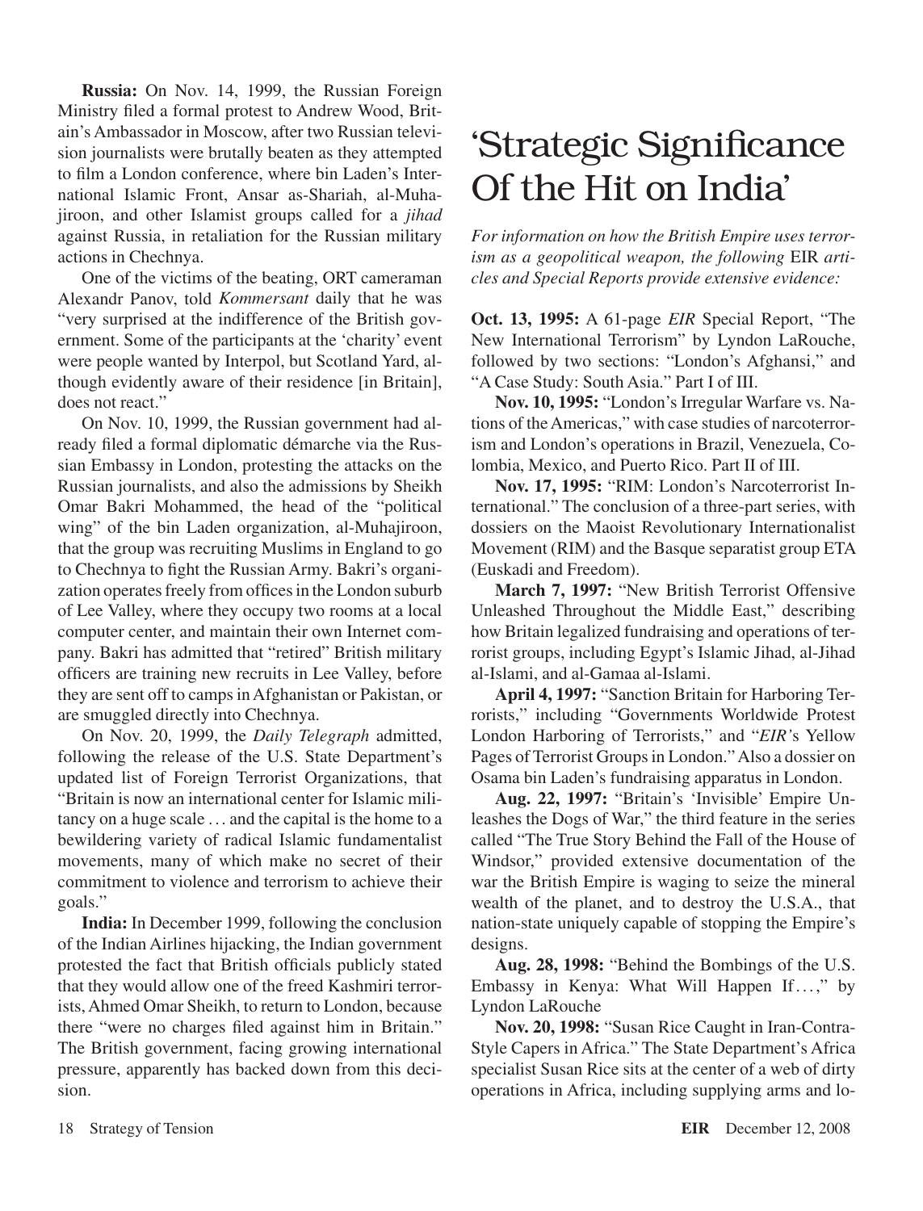**Russia:** On Nov. 14, 1999, the Russian Foreign Ministry filed a formal protest to Andrew Wood, Britain's Ambassador in Moscow, after two Russian television journalists were brutally beaten as they attempted to film a London conference, where bin Laden's International Islamic Front, Ansar as-Shariah, al-Muhajiroon, and other Islamist groups called for a *jihad* against Russia, in retaliation for the Russian military actions in Chechnya.

One of the victims of the beating, ORT cameraman Alexandr Panov, told *Kommersant* daily that he was "very surprised at the indifference of the British government. Some of the participants at the 'charity' event were people wanted by Interpol, but Scotland Yard, although evidently aware of their residence [in Britain], does not react."

On Nov. 10, 1999, the Russian government had already filed a formal diplomatic démarche via the Russian Embassy in London, protesting the attacks on the Russian journalists, and also the admissions by Sheikh Omar Bakri Mohammed, the head of the "political wing" of the bin Laden organization, al-Muhajiroon, that the group was recruiting Muslims in England to go to Chechnya to fight the Russian Army. Bakri's organization operates freely from offices in the London suburb of Lee Valley, where they occupy two rooms at a local computer center, and maintain their own Internet company. Bakri has admitted that "retired" British military officers are training new recruits in Lee Valley, before they are sent off to camps in Afghanistan or Pakistan, or are smuggled directly into Chechnya.

On Nov. 20, 1999, the *Daily Telegraph* admitted, following the release of the U.S. State Department's updated list of Foreign Terrorist Organizations, that "Britain is now an international center for Islamic militancy on a huge scale . . . and the capital is the home to a bewildering variety of radical Islamic fundamentalist movements, many of which make no secret of their commitment to violence and terrorism to achieve their goals."

**India:** In December 1999, following the conclusion of the Indian Airlines hijacking, the Indian government protested the fact that British officials publicly stated that they would allow one of the freed Kashmiri terrorists, Ahmed Omar Sheikh, to return to London, because there "were no charges filed against him in Britain." The British government, facing growing international pressure, apparently has backed down from this decision.

# 'Strategic Significance Of the Hit on India'

*For information on how the British Empire uses terrorism as a geopolitical weapon, the following* EIR *articles and Special Reports provide extensive evidence:*

**Oct. 13, 1995:** A 61-page *EIR* Special Report, "The New International Terrorism" by Lyndon LaRouche, followed by two sections: "London's Afghansi," and "A Case Study: South Asia." Part I of III.

**Nov. 10, 1995:** "London's Irregular Warfare vs. Nations of the Americas," with case studies of narcoterrorism and London's operations in Brazil, Venezuela, Colombia, Mexico, and Puerto Rico. Part II of III.

**Nov. 17, 1995:** "RIM: London's Narcoterrorist International." The conclusion of a three-part series, with dossiers on the Maoist Revolutionary Internationalist Movement (RIM) and the Basque separatist group ETA (Euskadi and Freedom).

**March 7, 1997:** "New British Terrorist Offensive Unleashed Throughout the Middle East," describing how Britain legalized fundraising and operations of terrorist groups, including Egypt's Islamic Jihad, al-Jihad al-Islami, and al-Gamaa al-Islami.

**April 4, 1997:** "Sanction Britain for Harboring Terrorists," including "Governments Worldwide Protest London Harboring of Terrorists," and "*EIR*'s Yellow Pages of Terrorist Groups in London." Also a dossier on Osama bin Laden's fundraising apparatus in London.

**Aug. 22, 1997:** "Britain's 'Invisible' Empire Unleashes the Dogs of War," the third feature in the series called "The True Story Behind the Fall of the House of Windsor," provided extensive documentation of the war the British Empire is waging to seize the mineral wealth of the planet, and to destroy the U.S.A., that nation-state uniquely capable of stopping the Empire's designs.

**Aug. 28, 1998:** "Behind the Bombings of the U.S. Embassy in Kenya: What Will Happen If . . . ," by Lyndon LaRouche

**Nov. 20, 1998:** "Susan Rice Caught in Iran-Contra-Style Capers in Africa." The State Department's Africa specialist Susan Rice sits at the center of a web of dirty operations in Africa, including supplying arms and lo-